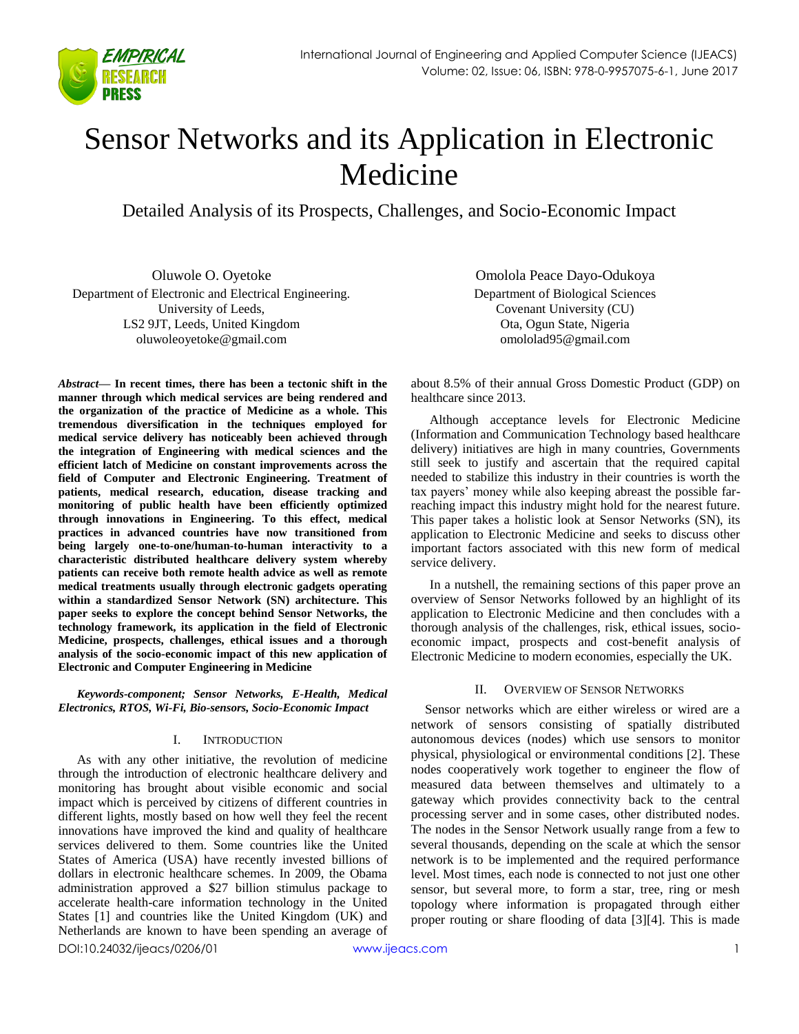# Sensor Networks and its Application in Electronic Medicine

## Detailed Analysis of its Prospects, Challenges, and Socio-Economic Impact

Oluwole O. Oyetoke
Department of Electronic and Electrical Engineering.
University of Leeds,
LS2 9JT, Leeds, United Kingdom
oluwoleoyetoke@gmail.com

Omolola Peace Dayo-Odukoya
Department of Biological Sciences
Covenant University (CU)
Ota, Ogun State, Nigeria
omololad95@gmail.com

***Abstract*— In recent times, there has been a tectonic shift in the manner through which medical services are being rendered and the organization of the practice of Medicine as a whole. This tremendous diversification in the techniques employed for medical service delivery has noticeably been achieved through the integration of Engineering with medical sciences and the efficient latch of Medicine on constant improvements across the field of Computer and Electronic Engineering. Treatment of patients, medical research, education, disease tracking and monitoring of public health have been efficiently optimized through innovations in Engineering. To this effect, medical practices in advanced countries have now transitioned from being largely one-to-one/human-to-human interactivity to a characteristic distributed healthcare delivery system whereby patients can receive both remote health advice as well as remote medical treatments usually through electronic gadgets operating within a standardized Sensor Network (SN) architecture. This paper seeks to explore the concept behind Sensor Networks, the technology framework, its application in the field of Electronic Medicine, prospects, challenges, ethical issues and a thorough analysis of the socio-economic impact of this new application of Electronic and Computer Engineering in Medicine**

***Keywords-component; Sensor Networks, E-Health, Medical Electronics, RTOS, Wi-Fi, Bio-sensors, Socio-Economic Impact***

## I. Introduction

As with any other initiative, the revolution of medicine through the introduction of electronic healthcare delivery and monitoring has brought about visible economic and social impact which is perceived by citizens of different countries in different lights, mostly based on how well they feel the recent innovations have improved the kind and quality of healthcare services delivered to them. Some countries like the United States of America (USA) have recently invested billions of dollars in electronic healthcare schemes. In 2009, the Obama administration approved a $27 billion stimulus package to accelerate health-care information technology in the United States [1] and countries like the United Kingdom (UK) and Netherlands are known to have been spending an average of about 8.5% of their annual Gross Domestic Product (GDP) on healthcare since 2013.

Although acceptance levels for Electronic Medicine (Information and Communication Technology based healthcare delivery) initiatives are high in many countries, Governments still seek to justify and ascertain that the required capital needed to stabilize this industry in their countries is worth the tax payers' money while also keeping abreast the possible far-reaching impact this industry might hold for the nearest future. This paper takes a holistic look at Sensor Networks (SN), its application to Electronic Medicine and seeks to discuss other important factors associated with this new form of medical service delivery.

In a nutshell, the remaining sections of this paper prove an overview of Sensor Networks followed by an highlight of its application to Electronic Medicine and then concludes with a thorough analysis of the challenges, risk, ethical issues, socio-economic impact, prospects and cost-benefit analysis of Electronic Medicine to modern economies, especially the UK.

## II. Overview of Sensor Networks

Sensor networks which are either wireless or wired are a network of sensors consisting of spatially distributed autonomous devices (nodes) which use sensors to monitor physical, physiological or environmental conditions [2]. These nodes cooperatively work together to engineer the flow of measured data between themselves and ultimately to a gateway which provides connectivity back to the central processing server and in some cases, other distributed nodes. The nodes in the Sensor Network usually range from a few to several thousands, depending on the scale at which the sensor network is to be implemented and the required performance level. Most times, each node is connected to not just one other sensor, but several more, to form a star, tree, ring or mesh topology where information is propagated through either proper routing or share flooding of data [3][4]. This is made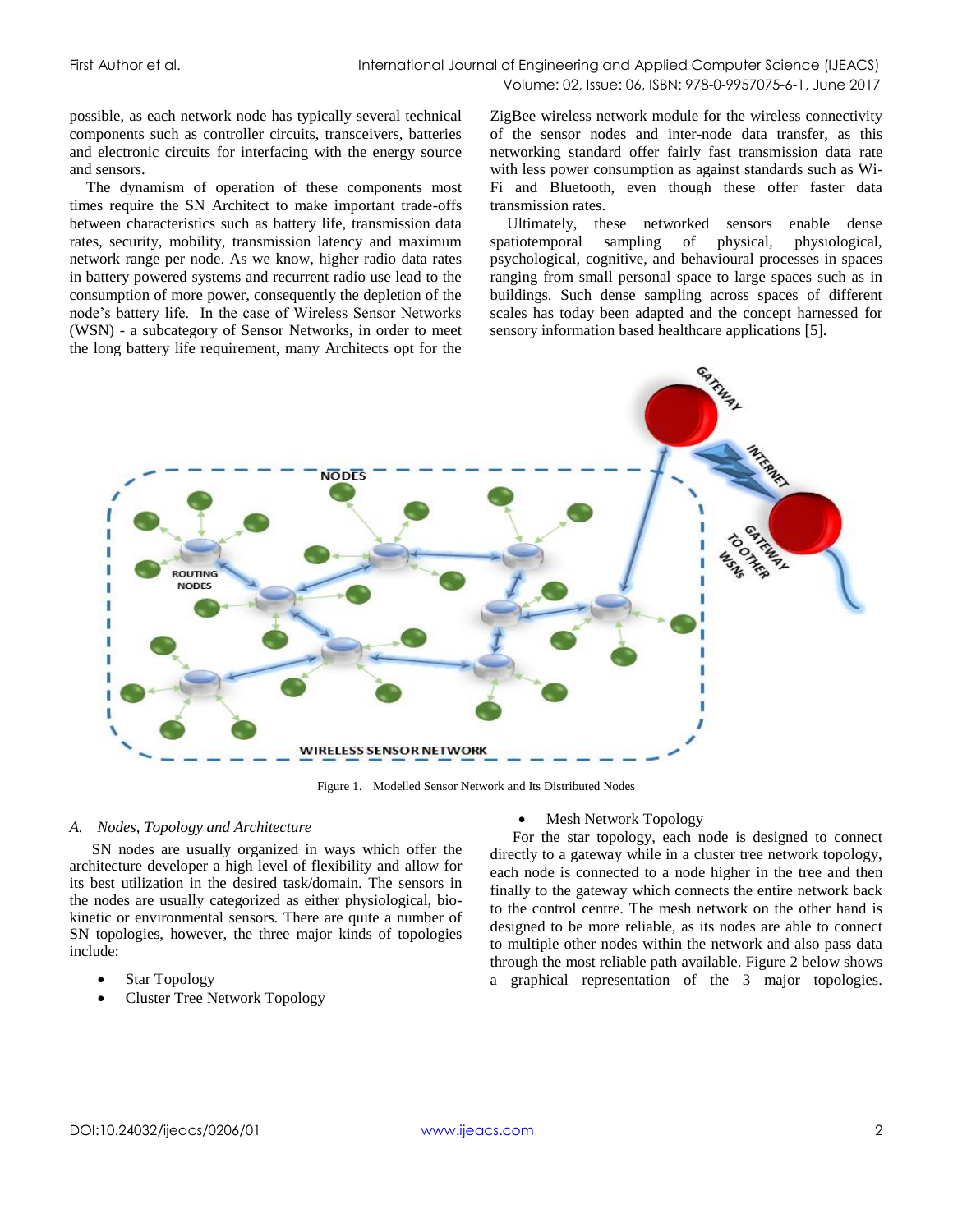possible, as each network node has typically several technical components such as controller circuits, transceivers, batteries and electronic circuits for interfacing with the energy source and sensors.

The dynamism of operation of these components most times require the SN Architect to make important trade-offs between characteristics such as battery life, transmission data rates, security, mobility, transmission latency and maximum network range per node. As we know, higher radio data rates in battery powered systems and recurrent radio use lead to the consumption of more power, consequently the depletion of the node's battery life. In the case of Wireless Sensor Networks (WSN) - a subcategory of Sensor Networks, in order to meet the long battery life requirement, many Architects opt for the ZigBee wireless network module for the wireless connectivity of the sensor nodes and inter-node data transfer, as this networking standard offer fairly fast transmission data rate with less power consumption as against standards such as Wi-Fi and Bluetooth, even though these offer faster data transmission rates.

Ultimately, these networked sensors enable dense spatiotemporal sampling of physical, physiological, psychological, cognitive, and behavioural processes in spaces ranging from small personal space to large spaces such as in buildings. Such dense sampling across spaces of different scales has today been adapted and the concept harnessed for sensory information based healthcare applications [5].

Figure 1. Modelled Sensor Network and Its Distributed Nodes

### *A. Nodes, Topology and Architecture*

SN nodes are usually organized in ways which offer the architecture developer a high level of flexibility and allow for its best utilization in the desired task/domain. The sensors in the nodes are usually categorized as either physiological, bio-kinetic or environmental sensors. There are quite a number of SN topologies, however, the three major kinds of topologies include:

- Star Topology
- Cluster Tree Network Topology
- Mesh Network Topology

For the star topology, each node is designed to connect directly to a gateway while in a cluster tree network topology, each node is connected to a node higher in the tree and then finally to the gateway which connects the entire network back to the control centre. The mesh network on the other hand is designed to be more reliable, as its nodes are able to connect to multiple other nodes within the network and also pass data through the most reliable path available. Figure 2 below shows a graphical representation of the 3 major topologies.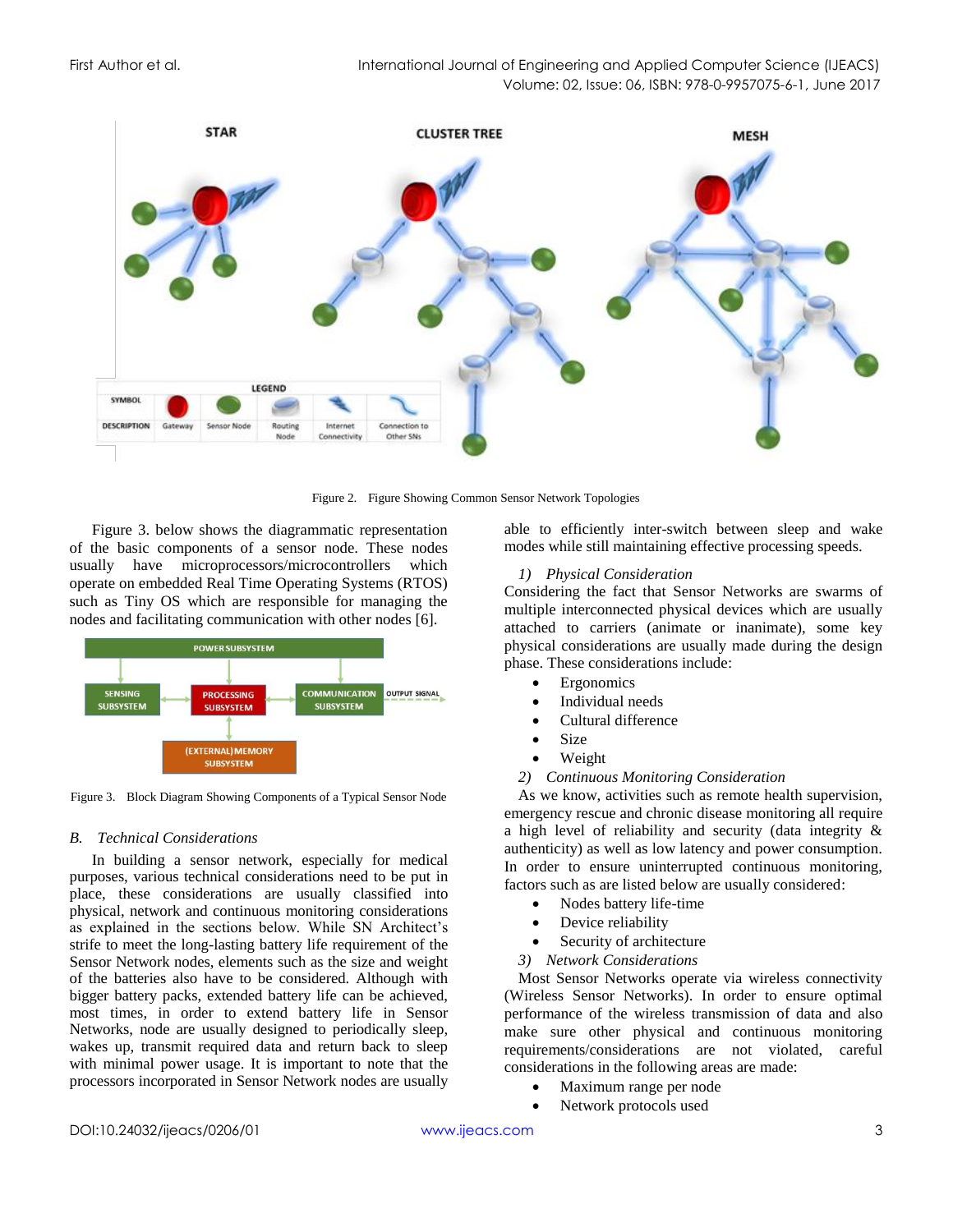Figure 2. Figure Showing Common Sensor Network Topologies

Figure 3. below shows the diagrammatic representation of the basic components of a sensor node. These nodes usually have microprocessors/microcontrollers which operate on embedded Real Time Operating Systems (RTOS) such as Tiny OS which are responsible for managing the nodes and facilitating communication with other nodes [6].

Figure 3. Block Diagram Showing Components of a Typical Sensor Node

### *B. Technical Considerations*

In building a sensor network, especially for medical purposes, various technical considerations need to be put in place, these considerations are usually classified into physical, network and continuous monitoring considerations as explained in the sections below. While SN Architect's strife to meet the long-lasting battery life requirement of the Sensor Network nodes, elements such as the size and weight of the batteries also have to be considered. Although with bigger battery packs, extended battery life can be achieved, most times, in order to extend battery life in Sensor Networks, node are usually designed to periodically sleep, wakes up, transmit required data and return back to sleep with minimal power usage. It is important to note that the processors incorporated in Sensor Network nodes are usually able to efficiently inter-switch between sleep and wake modes while still maintaining effective processing speeds.

#### *1) Physical Consideration*

Considering the fact that Sensor Networks are swarms of multiple interconnected physical devices which are usually attached to carriers (animate or inanimate), some key physical considerations are usually made during the design phase. These considerations include:

- Ergonomics
- Individual needs
- Cultural difference
- Size
- Weight

#### *2) Continuous Monitoring Consideration*

As we know, activities such as remote health supervision, emergency rescue and chronic disease monitoring all require a high level of reliability and security (data integrity & authenticity) as well as low latency and power consumption. In order to ensure uninterrupted continuous monitoring, factors such as are listed below are usually considered:

- Nodes battery life-time
- Device reliability
- Security of architecture

#### *3) Network Considerations*

Most Sensor Networks operate via wireless connectivity (Wireless Sensor Networks). In order to ensure optimal performance of the wireless transmission of data and also make sure other physical and continuous monitoring requirements/considerations are not violated, careful considerations in the following areas are made:

- Maximum range per node
- Network protocols used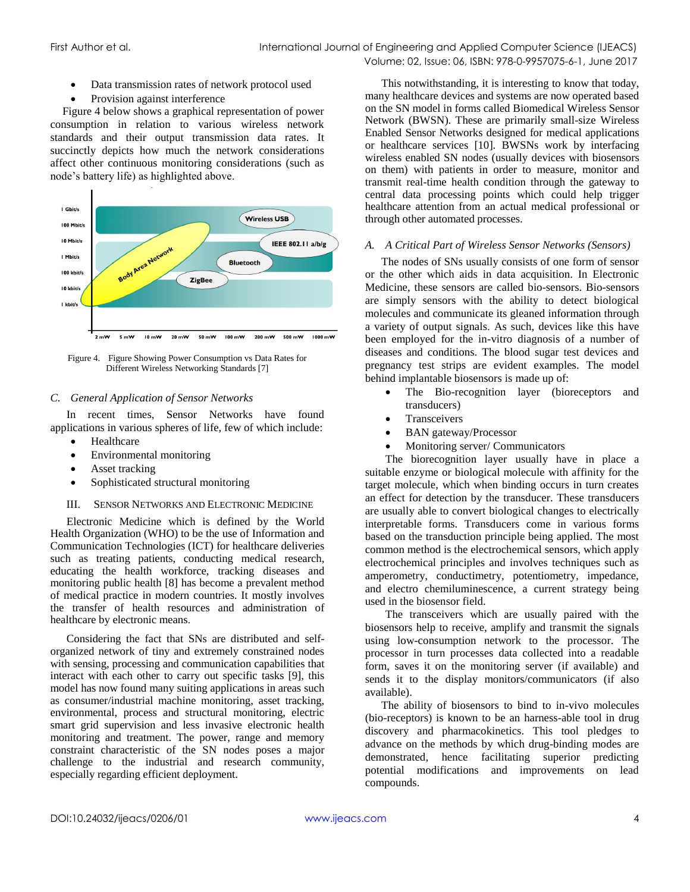- Data transmission rates of network protocol used
- Provision against interference

Figure 4 below shows a graphical representation of power consumption in relation to various wireless network standards and their output transmission data rates. It succinctly depicts how much the network considerations affect other continuous monitoring considerations (such as node's battery life) as highlighted above.

Figure 4. Figure Showing Power Consumption vs Data Rates for Different Wireless Networking Standards [7]

### C. General Application of Sensor Networks

In recent times, Sensor Networks have found applications in various spheres of life, few of which include:

- Healthcare
- Environmental monitoring
- Asset tracking
- Sophisticated structural monitoring

## III. Sensor Networks and Electronic Medicine

Electronic Medicine which is defined by the World Health Organization (WHO) to be the use of Information and Communication Technologies (ICT) for healthcare deliveries such as treating patients, conducting medical research, educating the health workforce, tracking diseases and monitoring public health [8] has become a prevalent method of medical practice in modern countries. It mostly involves the transfer of health resources and administration of healthcare by electronic means.

Considering the fact that SNs are distributed and self-organized network of tiny and extremely constrained nodes with sensing, processing and communication capabilities that interact with each other to carry out specific tasks [9], this model has now found many suiting applications in areas such as consumer/industrial machine monitoring, asset tracking, environmental, process and structural monitoring, electric smart grid supervision and less invasive electronic health monitoring and treatment. The power, range and memory constraint characteristic of the SN nodes poses a major challenge to the industrial and research community, especially regarding efficient deployment.

This notwithstanding, it is interesting to know that today, many healthcare devices and systems are now operated based on the SN model in forms called Biomedical Wireless Sensor Network (BWSN). These are primarily small-size Wireless Enabled Sensor Networks designed for medical applications or healthcare services [10]. BWSNs work by interfacing wireless enabled SN nodes (usually devices with biosensors on them) with patients in order to measure, monitor and transmit real-time health condition through the gateway to central data processing points which could help trigger healthcare attention from an actual medical professional or through other automated processes.

### A. A Critical Part of Wireless Sensor Networks (Sensors)

The nodes of SNs usually consists of one form of sensor or the other which aids in data acquisition. In Electronic Medicine, these sensors are called bio-sensors. Bio-sensors are simply sensors with the ability to detect biological molecules and communicate its gleaned information through a variety of output signals. As such, devices like this have been employed for the in-vitro diagnosis of a number of diseases and conditions. The blood sugar test devices and pregnancy test strips are evident examples. The model behind implantable biosensors is made up of:

- The Bio-recognition layer (bioreceptors and transducers)
- Transceivers
- BAN gateway/Processor
- Monitoring server/ Communicators

The biorecognition layer usually have in place a suitable enzyme or biological molecule with affinity for the target molecule, which when binding occurs in turn creates an effect for detection by the transducer. These transducers are usually able to convert biological changes to electrically interpretable forms. Transducers come in various forms based on the transduction principle being applied. The most common method is the electrochemical sensors, which apply electrochemical principles and involves techniques such as amperometry, conductimetry, potentiometry, impedance, and electro chemiluminescence, a current strategy being used in the biosensor field.

The transceivers which are usually paired with the biosensors help to receive, amplify and transmit the signals using low-consumption network to the processor. The processor in turn processes data collected into a readable form, saves it on the monitoring server (if available) and sends it to the display monitors/communicators (if also available).

The ability of biosensors to bind to in-vivo molecules (bio-receptors) is known to be an harness-able tool in drug discovery and pharmacokinetics. This tool pledges to advance on the methods by which drug-binding modes are demonstrated, hence facilitating superior predicting potential modifications and improvements on lead compounds.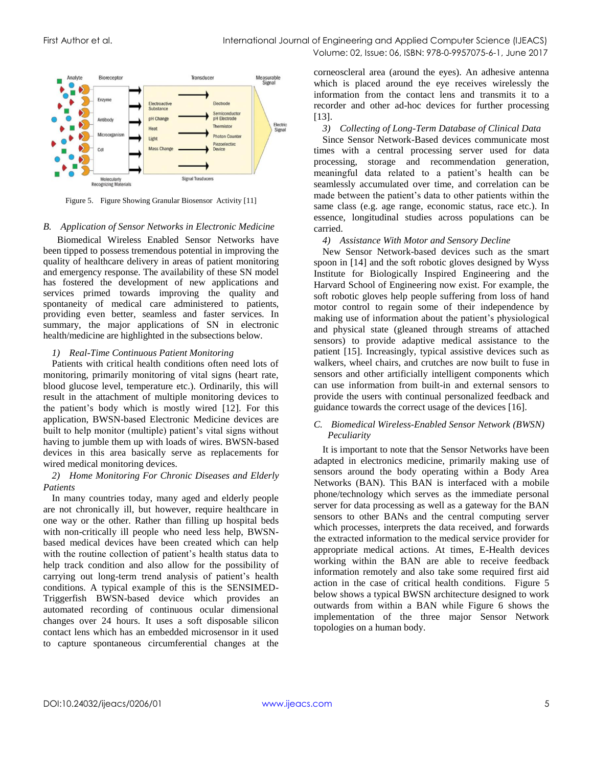Figure 5. Figure Showing Granular Biosensor Activity [11]

### *B. Application of Sensor Networks in Electronic Medicine*

Biomedical Wireless Enabled Sensor Networks have been tipped to possess tremendous potential in improving the quality of healthcare delivery in areas of patient monitoring and emergency response. The availability of these SN model has fostered the development of new applications and services primed towards improving the quality and spontaneity of medical care administered to patients, providing even better, seamless and faster services. In summary, the major applications of SN in electronic health/medicine are highlighted in the subsections below.

#### *1) Real-Time Continuous Patient Monitoring*

Patients with critical health conditions often need lots of monitoring, primarily monitoring of vital signs (heart rate, blood glucose level, temperature etc.). Ordinarily, this will result in the attachment of multiple monitoring devices to the patient's body which is mostly wired [12]. For this application, BWSN-based Electronic Medicine devices are built to help monitor (multiple) patient's vital signs without having to jumble them up with loads of wires. BWSN-based devices in this area basically serve as replacements for wired medical monitoring devices.

#### *2) Home Monitoring For Chronic Diseases and Elderly Patients*

In many countries today, many aged and elderly people are not chronically ill, but however, require healthcare in one way or the other. Rather than filling up hospital beds with non-critically ill people who need less help, BWSN-based medical devices have been created which can help with the routine collection of patient's health status data to help track condition and also allow for the possibility of carrying out long-term trend analysis of patient's health conditions. A typical example of this is the SENSIMED-Triggerfish BWSN-based device which provides an automated recording of continuous ocular dimensional changes over 24 hours. It uses a soft disposable silicon contact lens which has an embedded microsensor in it used to capture spontaneous circumferential changes at the corneoscleral area (around the eyes). An adhesive antenna which is placed around the eye receives wirelessly the information from the contact lens and transmits it to a recorder and other ad-hoc devices for further processing [13].

#### *3) Collecting of Long-Term Database of Clinical Data*

Since Sensor Network-Based devices communicate most times with a central processing server used for data processing, storage and recommendation generation, meaningful data related to a patient's health can be seamlessly accumulated over time, and correlation can be made between the patient's data to other patients within the same class (e.g. age range, economic status, race etc.). In essence, longitudinal studies across populations can be carried.

#### *4) Assistance With Motor and Sensory Decline*

New Sensor Network-based devices such as the smart spoon in [14] and the soft robotic gloves designed by Wyss Institute for Biologically Inspired Engineering and the Harvard School of Engineering now exist. For example, the soft robotic gloves help people suffering from loss of hand motor control to regain some of their independence by making use of information about the patient's physiological and physical state (gleaned through streams of attached sensors) to provide adaptive medical assistance to the patient [15]. Increasingly, typical assistive devices such as walkers, wheel chairs, and crutches are now built to fuse in sensors and other artificially intelligent components which can use information from built-in and external sensors to provide the users with continual personalized feedback and guidance towards the correct usage of the devices [16].

### *C. Biomedical Wireless-Enabled Sensor Network (BWSN) Peculiarity*

It is important to note that the Sensor Networks have been adapted in electronics medicine, primarily making use of sensors around the body operating within a Body Area Networks (BAN). This BAN is interfaced with a mobile phone/technology which serves as the immediate personal server for data processing as well as a gateway for the BAN sensors to other BANs and the central computing server which processes, interprets the data received, and forwards the extracted information to the medical service provider for appropriate medical actions. At times, E-Health devices working within the BAN are able to receive feedback information remotely and also take some required first aid action in the case of critical health conditions. Figure 5 below shows a typical BWSN architecture designed to work outwards from within a BAN while Figure 6 shows the implementation of the three major Sensor Network topologies on a human body.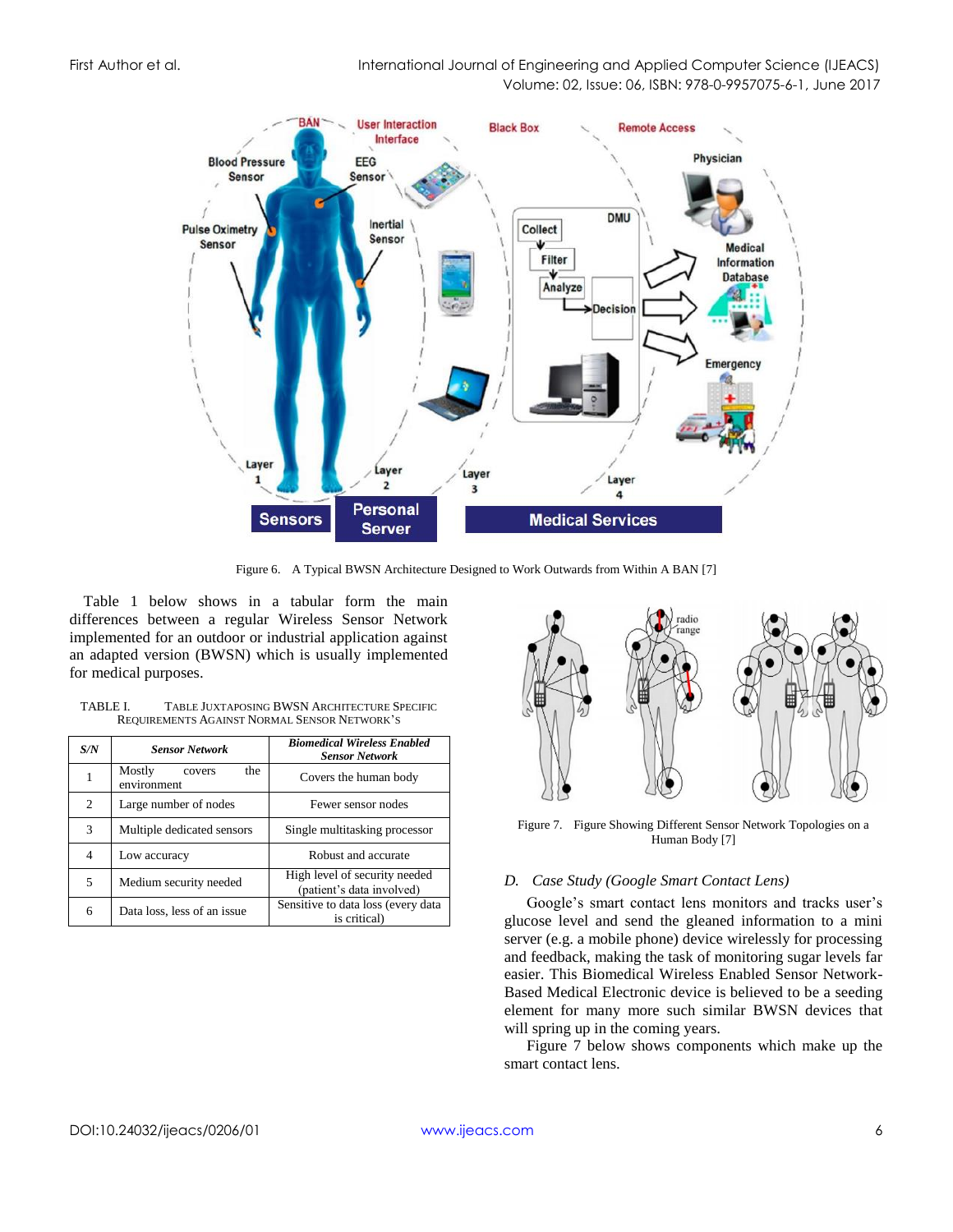Figure 6. A Typical BWSN Architecture Designed to Work Outwards from Within A BAN [7]

Table 1 below shows in a tabular form the main differences between a regular Wireless Sensor Network implemented for an outdoor or industrial application against an adapted version (BWSN) which is usually implemented for medical purposes.

TABLE I. TABLE JUXTAPOSING BWSN ARCHITECTURE SPECIFIC REQUIREMENTS AGAINST NORMAL SENSOR NETWORK'S

| *S/N* | *Sensor Network* | *Biomedical Wireless Enabled Sensor Network* |
|---|---|---|
| 1 | Mostly covers the environment | Covers the human body |
| 2 | Large number of nodes | Fewer sensor nodes |
| 3 | Multiple dedicated sensors | Single multitasking processor |
| 4 | Low accuracy | Robust and accurate |
| 5 | Medium security needed | High level of security needed (patient's data involved) |
| 6 | Data loss, less of an issue | Sensitive to data loss (every data is critical) |

Figure 7. Figure Showing Different Sensor Network Topologies on a Human Body [7]

### *D. Case Study (Google Smart Contact Lens)*

Google's smart contact lens monitors and tracks user's glucose level and send the gleaned information to a mini server (e.g. a mobile phone) device wirelessly for processing and feedback, making the task of monitoring sugar levels far easier. This Biomedical Wireless Enabled Sensor Network-Based Medical Electronic device is believed to be a seeding element for many more such similar BWSN devices that will spring up in the coming years.

Figure 7 below shows components which make up the smart contact lens.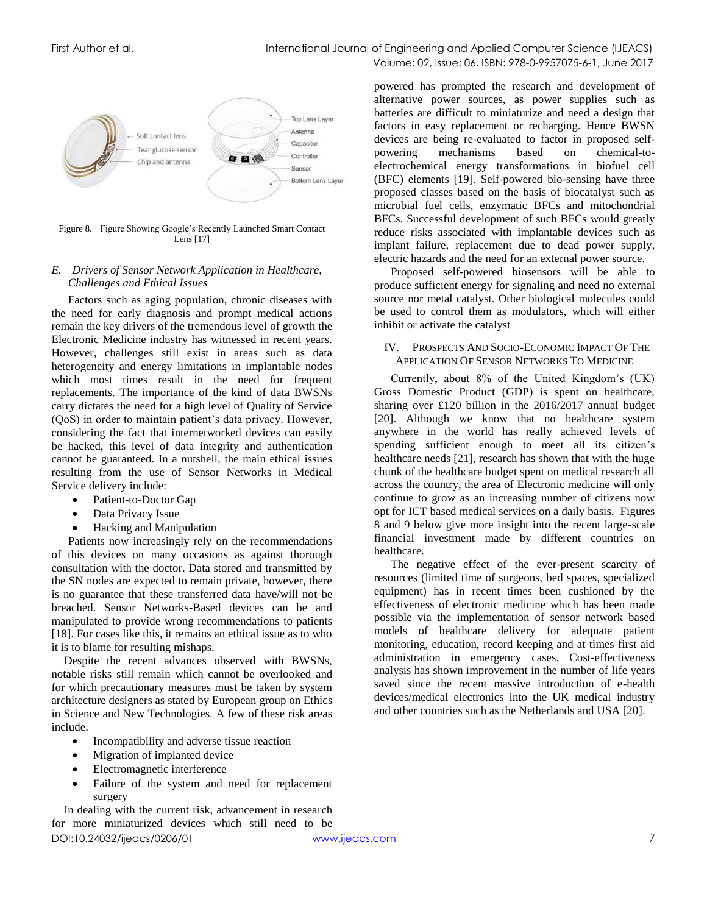Figure 8. Figure Showing Google's Recently Launched Smart Contact Lens [17]

### E. *Drivers of Sensor Network Application in Healthcare, Challenges and Ethical Issues*

Factors such as aging population, chronic diseases with the need for early diagnosis and prompt medical actions remain the key drivers of the tremendous level of growth the Electronic Medicine industry has witnessed in recent years. However, challenges still exist in areas such as data heterogeneity and energy limitations in implantable nodes which most times result in the need for frequent replacements. The importance of the kind of data BWSNs carry dictates the need for a high level of Quality of Service (QoS) in order to maintain patient's data privacy. However, considering the fact that internetworked devices can easily be hacked, this level of data integrity and authentication cannot be guaranteed. In a nutshell, the main ethical issues resulting from the use of Sensor Networks in Medical Service delivery include:

- Patient-to-Doctor Gap
- Data Privacy Issue
- Hacking and Manipulation

Patients now increasingly rely on the recommendations of this devices on many occasions as against thorough consultation with the doctor. Data stored and transmitted by the SN nodes are expected to remain private, however, there is no guarantee that these transferred data have/will not be breached. Sensor Networks-Based devices can be and manipulated to provide wrong recommendations to patients [18]. For cases like this, it remains an ethical issue as to who it is to blame for resulting mishaps.

Despite the recent advances observed with BWSNs, notable risks still remain which cannot be overlooked and for which precautionary measures must be taken by system architecture designers as stated by European group on Ethics in Science and New Technologies. A few of these risk areas include.

- Incompatibility and adverse tissue reaction
- Migration of implanted device
- Electromagnetic interference
- Failure of the system and need for replacement surgery

In dealing with the current risk, advancement in research for more miniaturized devices which still need to be powered has prompted the research and development of alternative power sources, as power supplies such as batteries are difficult to miniaturize and need a design that factors in easy replacement or recharging. Hence BWSN devices are being re-evaluated to factor in proposed self-powering mechanisms based on chemical-to-electrochemical energy transformations in biofuel cell (BFC) elements [19]. Self-powered bio-sensing have three proposed classes based on the basis of biocatalyst such as microbial fuel cells, enzymatic BFCs and mitochondrial BFCs. Successful development of such BFCs would greatly reduce risks associated with implantable devices such as implant failure, replacement due to dead power supply, electric hazards and the need for an external power source.

Proposed self-powered biosensors will be able to produce sufficient energy for signaling and need no external source nor metal catalyst. Other biological molecules could be used to control them as modulators, which will either inhibit or activate the catalyst

## IV. Prospects And Socio-Economic Impact Of The Application Of Sensor Networks To Medicine

Currently, about 8% of the United Kingdom's (UK) Gross Domestic Product (GDP) is spent on healthcare, sharing over £120 billion in the 2016/2017 annual budget [20]. Although we know that no healthcare system anywhere in the world has really achieved levels of spending sufficient enough to meet all its citizen's healthcare needs [21], research has shown that with the huge chunk of the healthcare budget spent on medical research all across the country, the area of Electronic medicine will only continue to grow as an increasing number of citizens now opt for ICT based medical services on a daily basis. Figures 8 and 9 below give more insight into the recent large-scale financial investment made by different countries on healthcare.

The negative effect of the ever-present scarcity of resources (limited time of surgeons, bed spaces, specialized equipment) has in recent times been cushioned by the effectiveness of electronic medicine which has been made possible via the implementation of sensor network based models of healthcare delivery for adequate patient monitoring, education, record keeping and at times first aid administration in emergency cases. Cost-effectiveness analysis has shown improvement in the number of life years saved since the recent massive introduction of e-health devices/medical electronics into the UK medical industry and other countries such as the Netherlands and USA [20].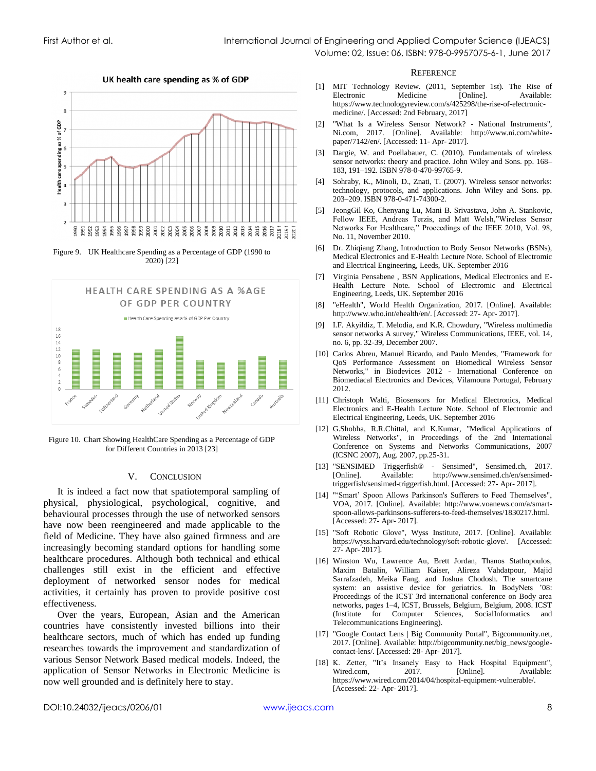Figure 9. UK Healthcare Spending as a Percentage of GDP (1990 to 2020) [22]

Figure 10. Chart Showing HealthCare Spending as a Percentage of GDP for Different Countries in 2013 [23]

## V. CONCLUSION

It is indeed a fact now that spatiotemporal sampling of physical, physiological, psychological, cognitive, and behavioural processes through the use of networked sensors have now been reengineered and made applicable to the field of Medicine. They have also gained firmness and are increasingly becoming standard options for handling some healthcare procedures. Although both technical and ethical challenges still exist in the efficient and effective deployment of networked sensor nodes for medical activities, it certainly has proven to provide positive cost effectiveness.

Over the years, European, Asian and the American countries have consistently invested billions into their healthcare sectors, much of which has ended up funding researches towards the improvement and standardization of various Sensor Network Based medical models. Indeed, the application of Sensor Networks in Electronic Medicine is now well grounded and is definitely here to stay.

## REFERENCE

[1] MIT Technology Review. (2011, September 1st). The Rise of Electronic Medicine [Online]. Available: https://www.technologyreview.com/s/425298/the-rise-of-electronic-medicine/. [Accessed: 2nd February, 2017]

[2] "What Is a Wireless Sensor Network? - National Instruments", Ni.com, 2017. [Online]. Available: http://www.ni.com/white-paper/7142/en/. [Accessed: 11- Apr- 2017].

[3] Dargie, W. and Poellabauer, C. (2010). Fundamentals of wireless sensor networks: theory and practice. John Wiley and Sons. pp. 168–183, 191–192. ISBN 978-0-470-99765-9.

[4] Sohraby, K., Minoli, D., Znati, T. (2007). Wireless sensor networks: technology, protocols, and applications. John Wiley and Sons. pp. 203–209. ISBN 978-0-471-74300-2.

[5] JeongGil Ko, Chenyang Lu, Mani B. Srivastava, John A. Stankovic, Fellow IEEE, Andreas Terzis, and Matt Welsh,"Wireless Sensor Networks For Healthcare," Proceedings of the IEEE 2010, Vol. 98, No. 11, November 2010.

[6] Dr. Zhiqiang Zhang, Introduction to Body Sensor Networks (BSNs), Medical Electronics and E-Health Lecture Note. School of Electronic and Electrical Engineering, Leeds, UK. September 2016

[7] Virginia Pensabene , BSN Applications, Medical Electronics and E-Health Lecture Note. School of Electronic and Electrical Engineering, Leeds, UK. September 2016

[8] "eHealth", World Health Organization, 2017. [Online]. Available: http://www.who.int/ehealth/en/. [Accessed: 27- Apr- 2017].

[9] I.F. Akyildiz, T. Melodia, and K.R. Chowdury, "Wireless multimedia sensor networks A survey," Wireless Communications, IEEE, vol. 14, no. 6, pp. 32-39, December 2007.

[10] Carlos Abreu, Manuel Ricardo, and Paulo Mendes, "Framework for QoS Performance Assessment on Biomedical Wireless Sensor Networks," in Biodevices 2012 - International Conference on Biomediacal Electronics and Devices, Vilamoura Portugal, February 2012.

[11] Christoph Walti, Biosensors for Medical Electronics, Medical Electronics and E-Health Lecture Note. School of Electronic and Electrical Engineering, Leeds, UK. September 2016

[12] G.Shobha, R.R.Chittal, and K.Kumar, "Medical Applications of Wireless Networks", in Proceedings of the 2nd International Conference on Systems and Networks Communications, 2007 (ICSNC 2007), Aug. 2007, pp.25-31.

[13] "SENSIMED Triggerfish® - Sensimed", Sensimed.ch, 2017. [Online]. Available: http://www.sensimed.ch/en/sensimed-triggerfish/sensimed-triggerfish.html. [Accessed: 27- Apr- 2017].

[14] "'Smart' Spoon Allows Parkinson's Sufferers to Feed Themselves", VOA, 2017. [Online]. Available: http://www.voanews.com/a/smart-spoon-allows-parkinsons-sufferers-to-feed-themselves/1830217.html. [Accessed: 27- Apr- 2017].

[15] "Soft Robotic Glove", Wyss Institute, 2017. [Online]. Available: https://wyss.harvard.edu/technology/soft-robotic-glove/. [Accessed: 27- Apr- 2017].

[16] Winston Wu, Lawrence Au, Brett Jordan, Thanos Stathopoulos, Maxim Batalin, William Kaiser, Alireza Vahdatpour, Majid Sarrafzadeh, Meika Fang, and Joshua Chodosh. The smartcane system: an assistive device for geriatrics. In BodyNets '08: Proceedings of the ICST 3rd international conference on Body area networks, pages 1–4, ICST, Brussels, Belgium, Belgium, 2008. ICST (Institute for Computer Sciences, SocialInformatics and Telecommunications Engineering).

[17] "Google Contact Lens | Big Community Portal", Bigcommunity.net, 2017. [Online]. Available: http://bigcommunity.net/big_news/google-contact-lens/. [Accessed: 28- Apr- 2017].

[18] K. Zetter, "It's Insanely Easy to Hack Hospital Equipment", Wired.com, 2017. [Online]. Available: https://www.wired.com/2014/04/hospital-equipment-vulnerable/. [Accessed: 22- Apr- 2017].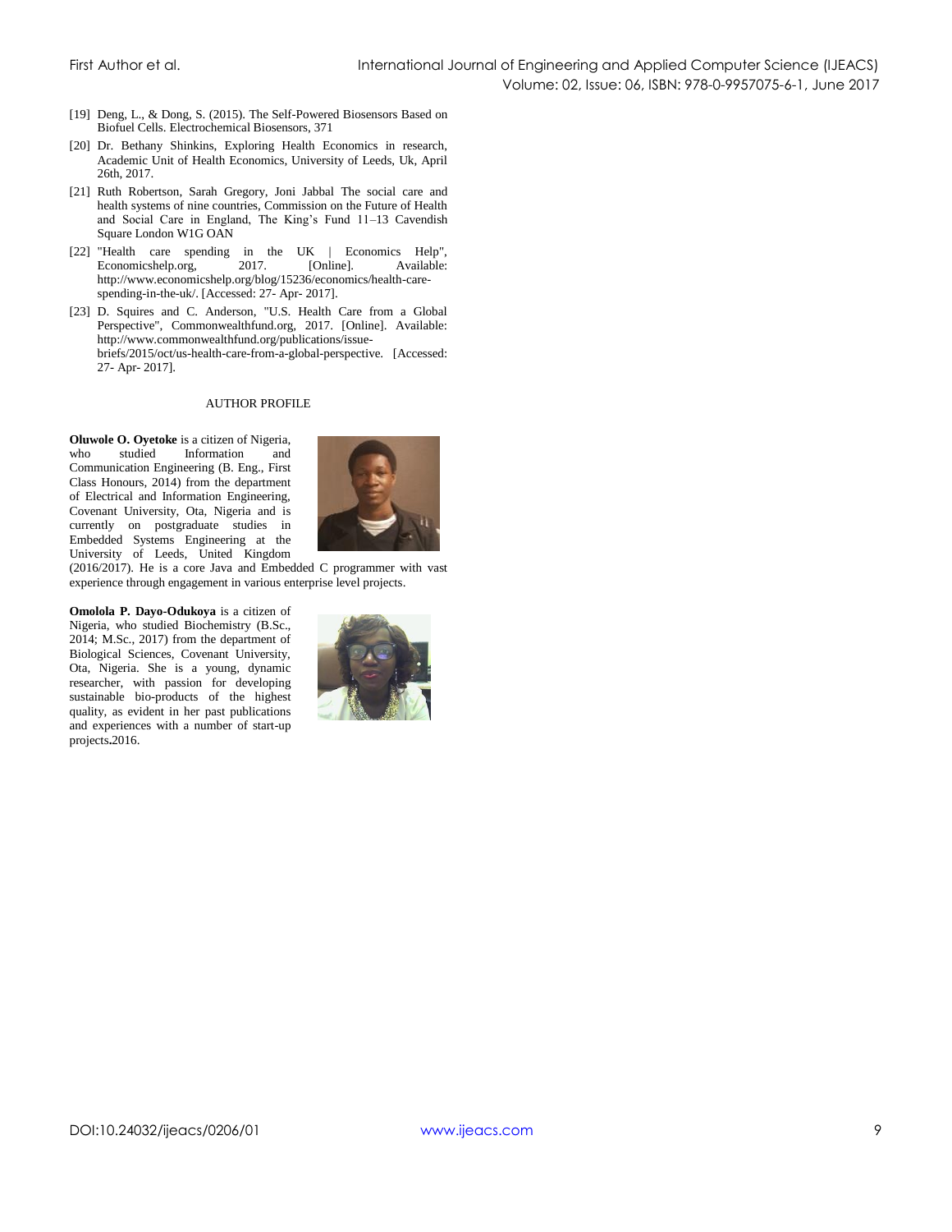[19] Deng, L., & Dong, S. (2015). The Self-Powered Biosensors Based on Biofuel Cells. Electrochemical Biosensors, 371

[20] Dr. Bethany Shinkins, Exploring Health Economics in research, Academic Unit of Health Economics, University of Leeds, Uk, April 26th, 2017.

[21] Ruth Robertson, Sarah Gregory, Joni Jabbal The social care and health systems of nine countries, Commission on the Future of Health and Social Care in England, The King's Fund 11–13 Cavendish Square London W1G OAN

[22] "Health care spending in the UK | Economics Help", Economicshelp.org, 2017. [Online]. Available: http://www.economicshelp.org/blog/15236/economics/health-care-spending-in-the-uk/. [Accessed: 27- Apr- 2017].

[23] D. Squires and C. Anderson, "U.S. Health Care from a Global Perspective", Commonwealthfund.org, 2017. [Online]. Available: http://www.commonwealthfund.org/publications/issue-briefs/2015/oct/us-health-care-from-a-global-perspective. [Accessed: 27- Apr- 2017].

## AUTHOR PROFILE

**Oluwole O. Oyetoke** is a citizen of Nigeria, who studied Information and Communication Engineering (B. Eng., First Class Honours, 2014) from the department of Electrical and Information Engineering, Covenant University, Ota, Nigeria and is currently on postgraduate studies in Embedded Systems Engineering at the University of Leeds, United Kingdom (2016/2017). He is a core Java and Embedded C programmer with vast experience through engagement in various enterprise level projects.

**Omolola P. Dayo-Odukoya** is a citizen of Nigeria, who studied Biochemistry (B.Sc., 2014; M.Sc., 2017) from the department of Biological Sciences, Covenant University, Ota, Nigeria. She is a young, dynamic researcher, with passion for developing sustainable bio-products of the highest quality, as evident in her past publications and experiences with a number of start-up projects**.**2016.